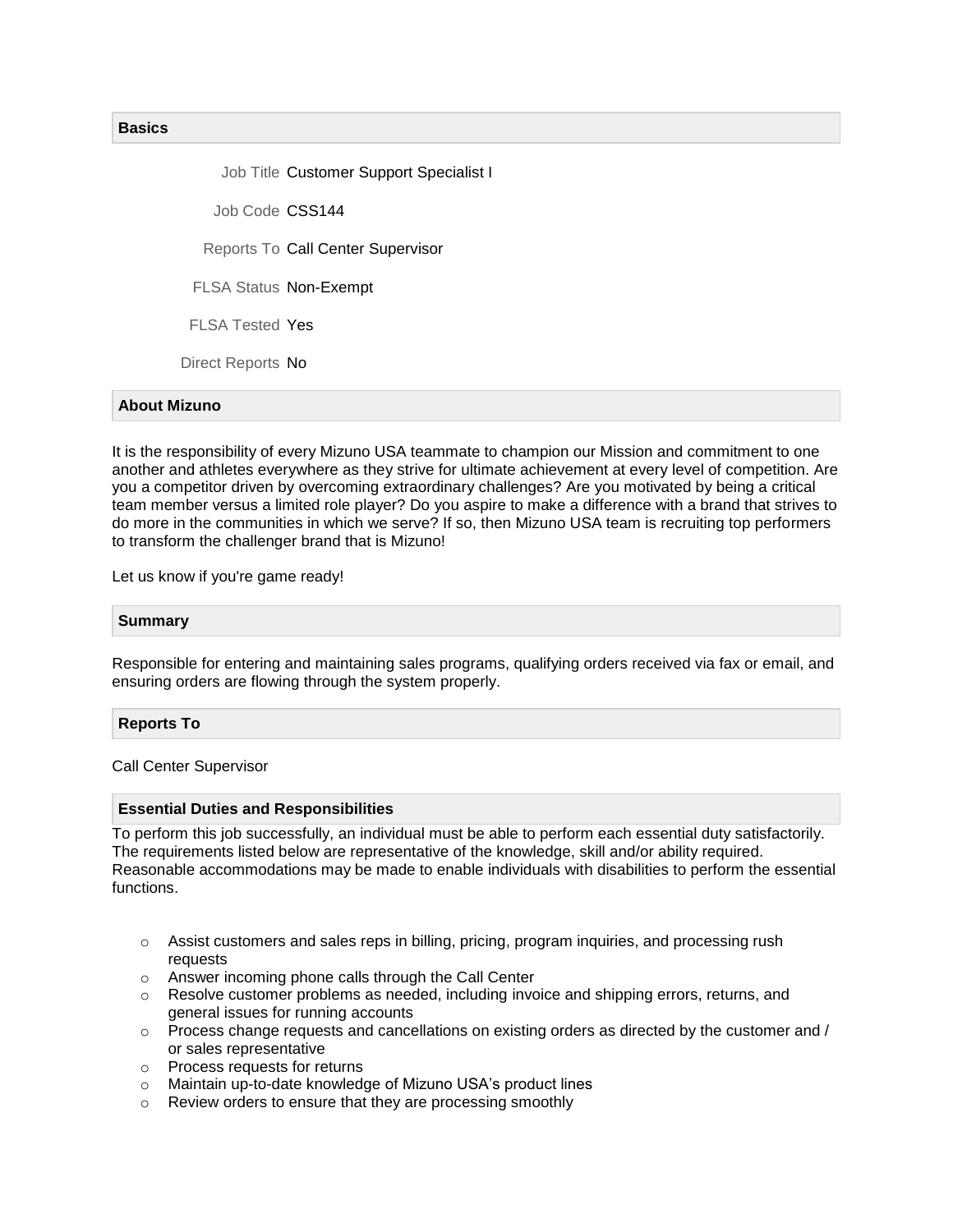## Basics

| | |
|---|---|
| Job Title | Customer Support Specialist I |
| Job Code | CSS144 |
| Reports To | Call Center Supervisor |
| FLSA Status | Non-Exempt |
| FLSA Tested | Yes |
| Direct Reports | No |

## About Mizuno

It is the responsibility of every Mizuno USA teammate to champion our Mission and commitment to one another and athletes everywhere as they strive for ultimate achievement at every level of competition. Are you a competitor driven by overcoming extraordinary challenges? Are you motivated by being a critical team member versus a limited role player? Do you aspire to make a difference with a brand that strives to do more in the communities in which we serve? If so, then Mizuno USA team is recruiting top performers to transform the challenger brand that is Mizuno!

Let us know if you're game ready!

## Summary

Responsible for entering and maintaining sales programs, qualifying orders received via fax or email, and ensuring orders are flowing through the system properly.

## Reports To

Call Center Supervisor

## Essential Duties and Responsibilities

To perform this job successfully, an individual must be able to perform each essential duty satisfactorily. The requirements listed below are representative of the knowledge, skill and/or ability required. Reasonable accommodations may be made to enable individuals with disabilities to perform the essential functions.

- Assist customers and sales reps in billing, pricing, program inquiries, and processing rush requests
- Answer incoming phone calls through the Call Center
- Resolve customer problems as needed, including invoice and shipping errors, returns, and general issues for running accounts
- Process change requests and cancellations on existing orders as directed by the customer and / or sales representative
- Process requests for returns
- Maintain up-to-date knowledge of Mizuno USA's product lines
- Review orders to ensure that they are processing smoothly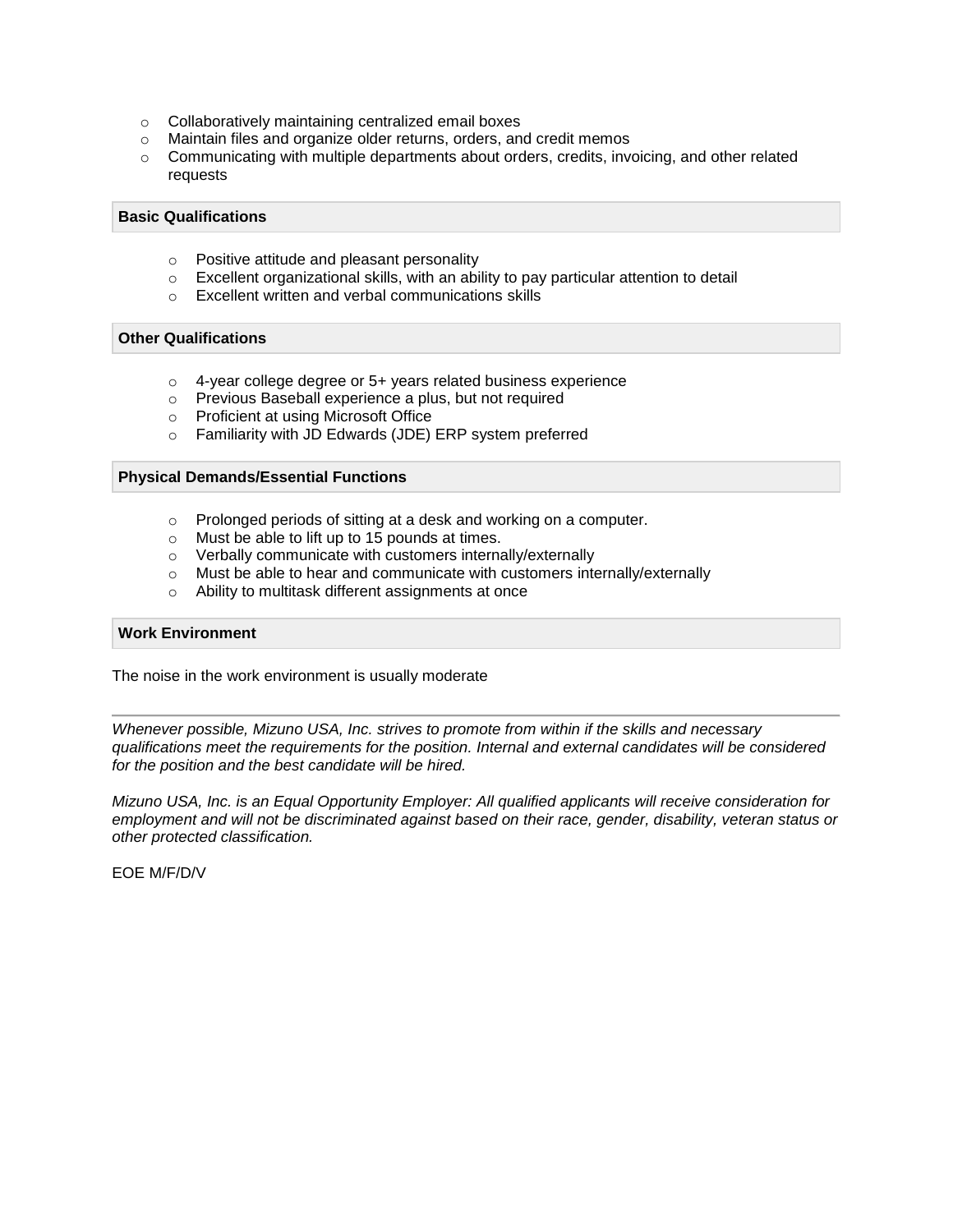- Collaboratively maintaining centralized email boxes
- Maintain files and organize older returns, orders, and credit memos
- Communicating with multiple departments about orders, credits, invoicing, and other related requests

**Basic Qualifications**

- Positive attitude and pleasant personality
- Excellent organizational skills, with an ability to pay particular attention to detail
- Excellent written and verbal communications skills

**Other Qualifications**

- 4-year college degree or 5+ years related business experience
- Previous Baseball experience a plus, but not required
- Proficient at using Microsoft Office
- Familiarity with JD Edwards (JDE) ERP system preferred

**Physical Demands/Essential Functions**

- Prolonged periods of sitting at a desk and working on a computer.
- Must be able to lift up to 15 pounds at times.
- Verbally communicate with customers internally/externally
- Must be able to hear and communicate with customers internally/externally
- Ability to multitask different assignments at once

**Work Environment**

The noise in the work environment is usually moderate

---

*Whenever possible, Mizuno USA, Inc. strives to promote from within if the skills and necessary qualifications meet the requirements for the position. Internal and external candidates will be considered for the position and the best candidate will be hired.*

*Mizuno USA, Inc. is an Equal Opportunity Employer: All qualified applicants will receive consideration for employment and will not be discriminated against based on their race, gender, disability, veteran status or other protected classification.*

EOE M/F/D/V